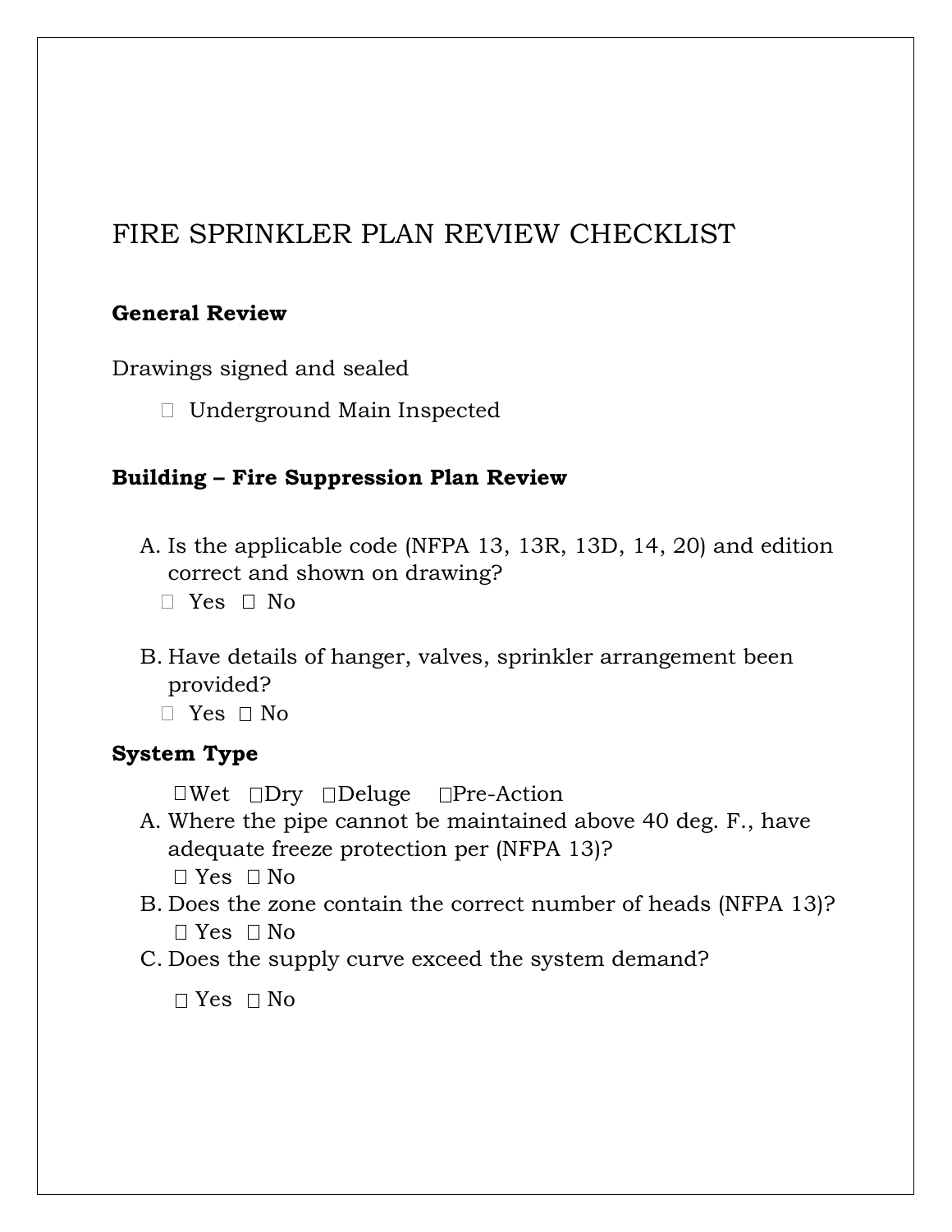# FIRE SPRINKLER PLAN REVIEW CHECKLIST

**General Review**

Drawings signed and sealed

- ☐ Underground Main Inspected

**Building – Fire Suppression Plan Review**

A. Is the applicable code (NFPA 13, 13R, 13D, 14, 20) and edition correct and shown on drawing?
   ☐ Yes ☐ No

B. Have details of hanger, valves, sprinkler arrangement been provided?
   ☐ Yes ☐ No

**System Type**

☐Wet ☐Dry ☐Deluge ☐Pre-Action

A. Where the pipe cannot be maintained above 40 deg. F., have adequate freeze protection per (NFPA 13)?
   ☐ Yes ☐ No
B. Does the zone contain the correct number of heads (NFPA 13)?
   ☐ Yes ☐ No
C. Does the supply curve exceed the system demand?
   ☐ Yes ☐ No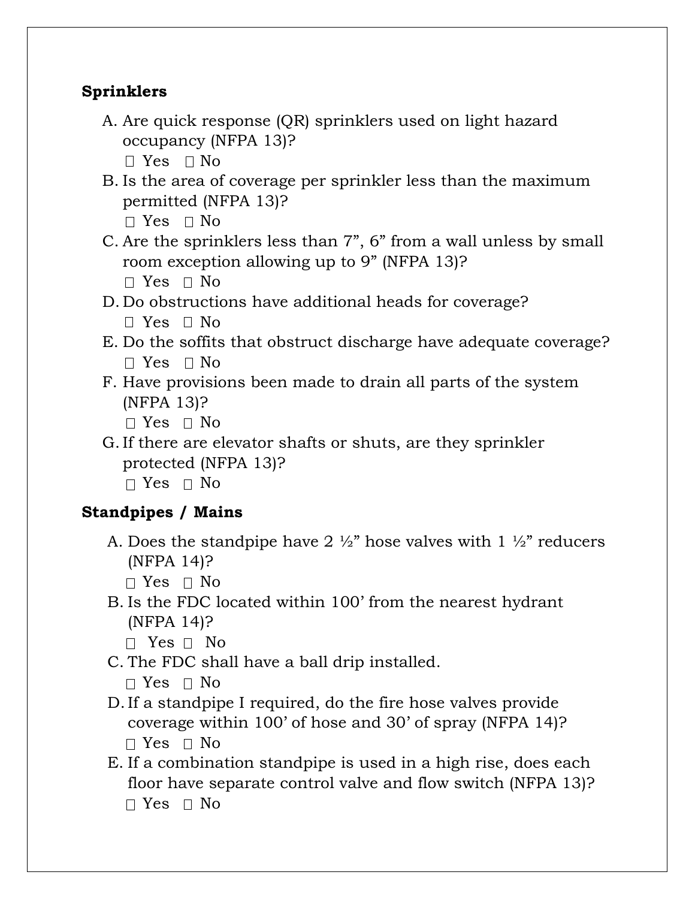**Sprinklers**

A. Are quick response (QR) sprinklers used on light hazard occupancy (NFPA 13)?
 ☐ Yes ☐ No
B. Is the area of coverage per sprinkler less than the maximum permitted (NFPA 13)?
 ☐ Yes ☐ No
C. Are the sprinklers less than 7", 6" from a wall unless by small room exception allowing up to 9" (NFPA 13)?
 ☐ Yes ☐ No
D. Do obstructions have additional heads for coverage?
 ☐ Yes ☐ No
E. Do the soffits that obstruct discharge have adequate coverage?
 ☐ Yes ☐ No
F. Have provisions been made to drain all parts of the system (NFPA 13)?
 ☐ Yes ☐ No
G. If there are elevator shafts or shuts, are they sprinkler protected (NFPA 13)?
 ☐ Yes ☐ No

**Standpipes / Mains**

A. Does the standpipe have 2 ½" hose valves with 1 ½" reducers (NFPA 14)?
 ☐ Yes ☐ No
B. Is the FDC located within 100' from the nearest hydrant (NFPA 14)?
 ☐ Yes ☐ No
C. The FDC shall have a ball drip installed.
 ☐ Yes ☐ No
D. If a standpipe I required, do the fire hose valves provide coverage within 100' of hose and 30' of spray (NFPA 14)?
 ☐ Yes ☐ No
E. If a combination standpipe is used in a high rise, does each floor have separate control valve and flow switch (NFPA 13)?
 ☐ Yes ☐ No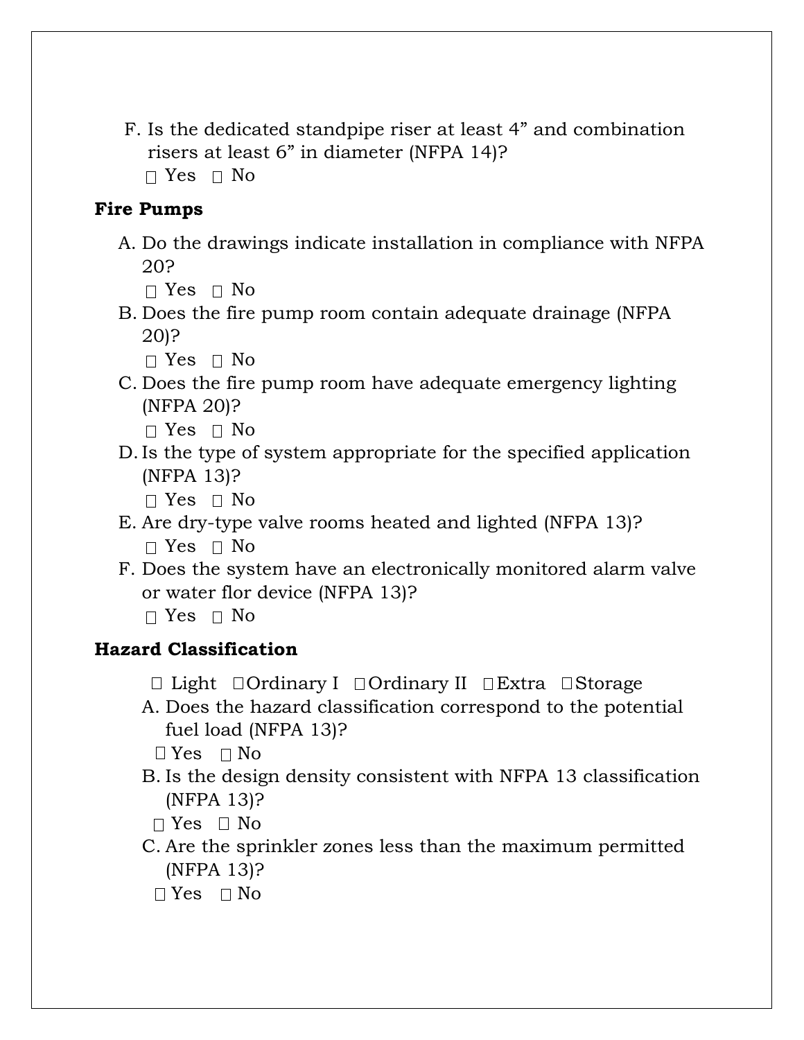F. Is the dedicated standpipe riser at least 4” and combination risers at least 6” in diameter (NFPA 14)?
☐ Yes ☐ No

**Fire Pumps**

A. Do the drawings indicate installation in compliance with NFPA 20?
☐ Yes ☐ No

B. Does the fire pump room contain adequate drainage (NFPA 20)?
☐ Yes ☐ No

C. Does the fire pump room have adequate emergency lighting (NFPA 20)?
☐ Yes ☐ No

D. Is the type of system appropriate for the specified application (NFPA 13)?
☐ Yes ☐ No

E. Are dry-type valve rooms heated and lighted (NFPA 13)?
☐ Yes ☐ No

F. Does the system have an electronically monitored alarm valve or water flor device (NFPA 13)?
☐ Yes ☐ No

**Hazard Classification**

☐ Light ☐ Ordinary I ☐ Ordinary II ☐ Extra ☐ Storage

A. Does the hazard classification correspond to the potential fuel load (NFPA 13)?
☐ Yes ☐ No

B. Is the design density consistent with NFPA 13 classification (NFPA 13)?
☐ Yes ☐ No

C. Are the sprinkler zones less than the maximum permitted (NFPA 13)?
☐ Yes ☐ No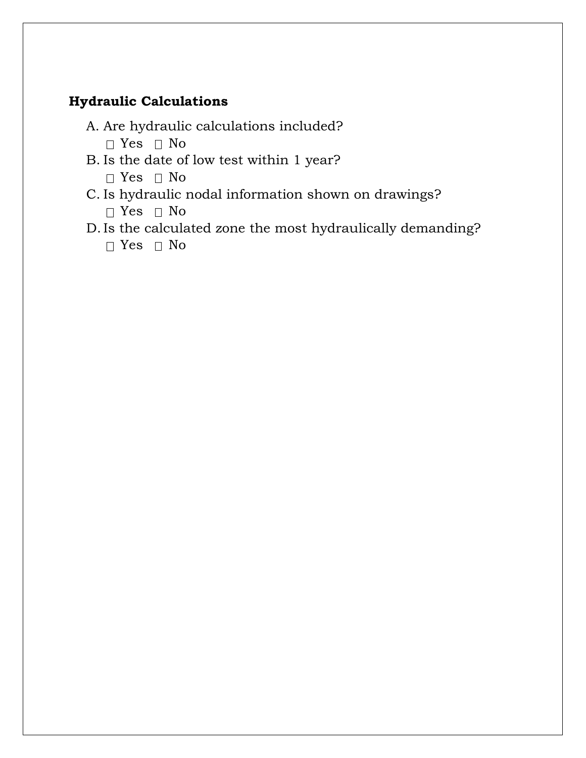**Hydraulic Calculations**

A. Are hydraulic calculations included?
 ☐ Yes ☐ No

B. Is the date of low test within 1 year?
 ☐ Yes ☐ No

C. Is hydraulic nodal information shown on drawings?
 ☐ Yes ☐ No

D. Is the calculated zone the most hydraulically demanding?
 ☐ Yes ☐ No